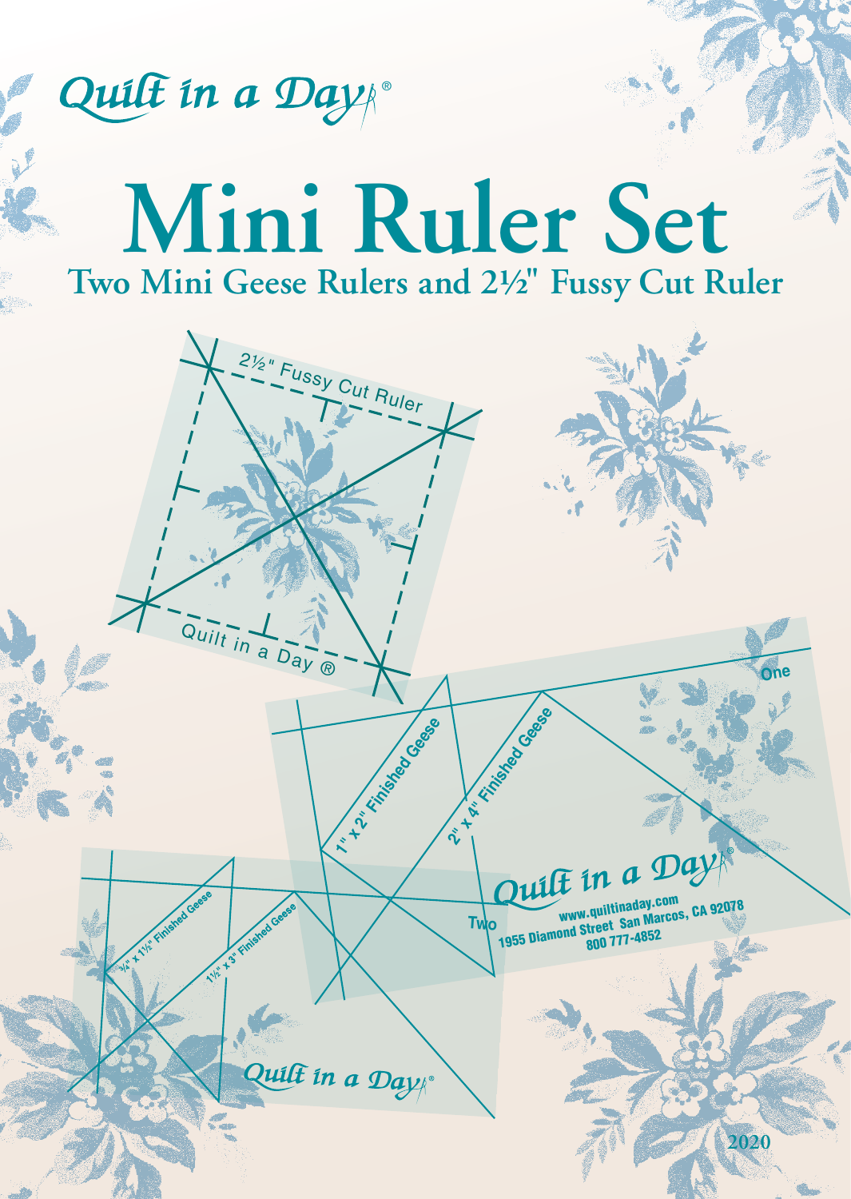Quilt in a Day®

# Mini Ruler Set

## Two Mini Geese Rulers and 2½" Fussy Cut Ruler

2½" Fussy Cut Ruler

Quilt in a Day ®

One

1" x 2" Finished Geese

2" x 4" Finished Geese

Quilt in a Day®

www.quiltinaday.com
1955 Diamond Street San Marcos, CA 92078
800 777-4852

Two

¾" x 1½" Finished Geese

1½" x 3" Finished Geese

Quilt in a Day®

2020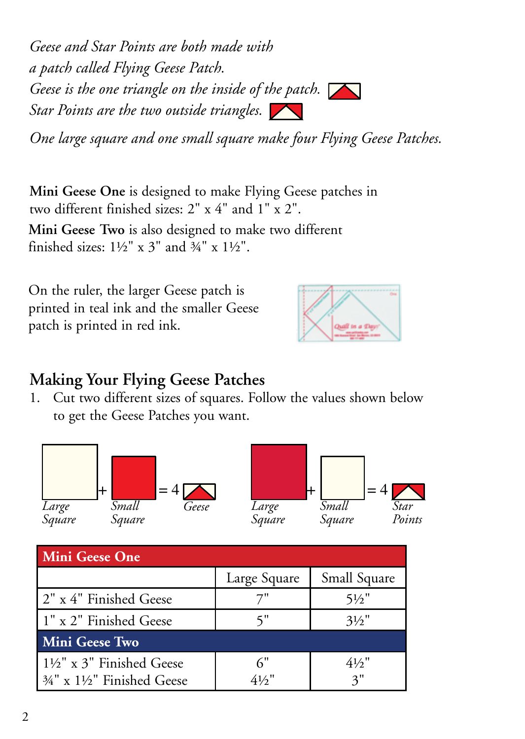*Geese and Star Points are both made with a patch called Flying Geese Patch.*
*Geese is the one triangle on the inside of the patch.*
*Star Points are the two outside triangles.*

*One large square and one small square make four Flying Geese Patches.*

**Mini Geese One** is designed to make Flying Geese patches in two different finished sizes: 2" x 4" and 1" x 2".
**Mini Geese Two** is also designed to make two different finished sizes: 1½" x 3" and ¾" x 1½".

On the ruler, the larger Geese patch is printed in teal ink and the smaller Geese patch is printed in red ink.

## Making Your Flying Geese Patches

1. Cut two different sizes of squares. Follow the values shown below to get the Geese Patches you want.

*Large Square* + *Small Square* = 4 *Geese*

*Large Square* + *Small Square* = 4 *Star Points*

| **Mini Geese One** | | |
|---|---|---|
| | Large Square | Small Square |
| 2" x 4" Finished Geese | 7" | 5½" |
| 1" x 2" Finished Geese | 5" | 3½" |
| **Mini Geese Two** | | |
| 1½" x 3" Finished Geese | 6" | 4½" |
| ¾" x 1½" Finished Geese | 4½" | 3" |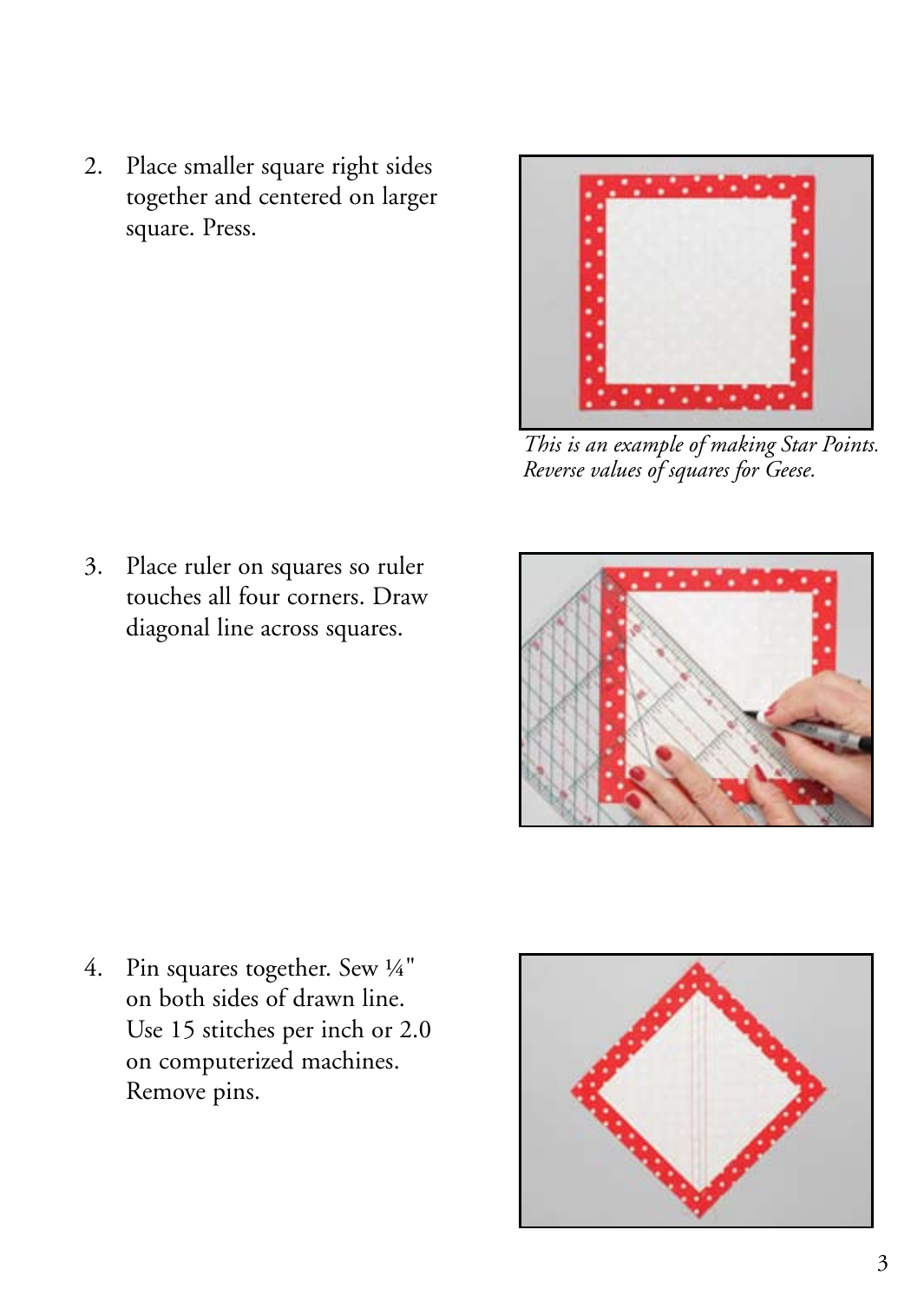2. Place smaller square right sides together and centered on larger square. Press.

*This is an example of making Star Points. Reverse values of squares for Geese.*

3. Place ruler on squares so ruler touches all four corners. Draw diagonal line across squares.

4. Pin squares together. Sew ¼" on both sides of drawn line. Use 15 stitches per inch or 2.0 on computerized machines. Remove pins.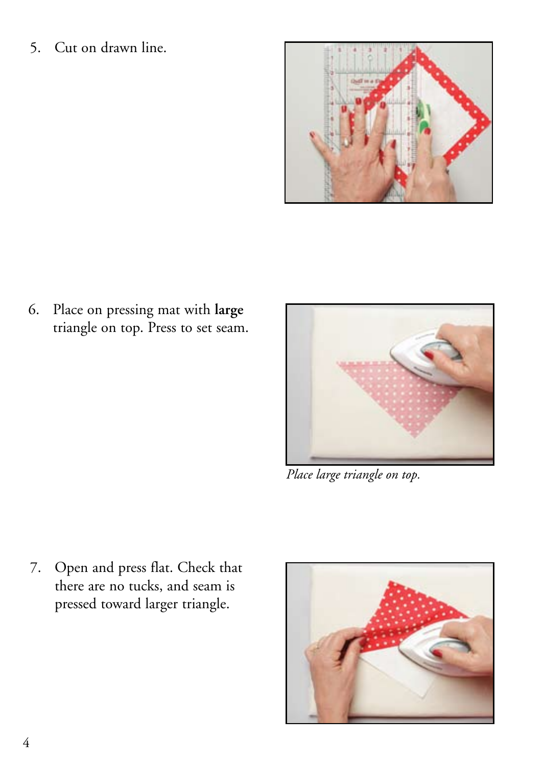5. Cut on drawn line.

6. Place on pressing mat with **large** triangle on top. Press to set seam.

*Place large triangle on top.*

7. Open and press flat. Check that there are no tucks, and seam is pressed toward larger triangle.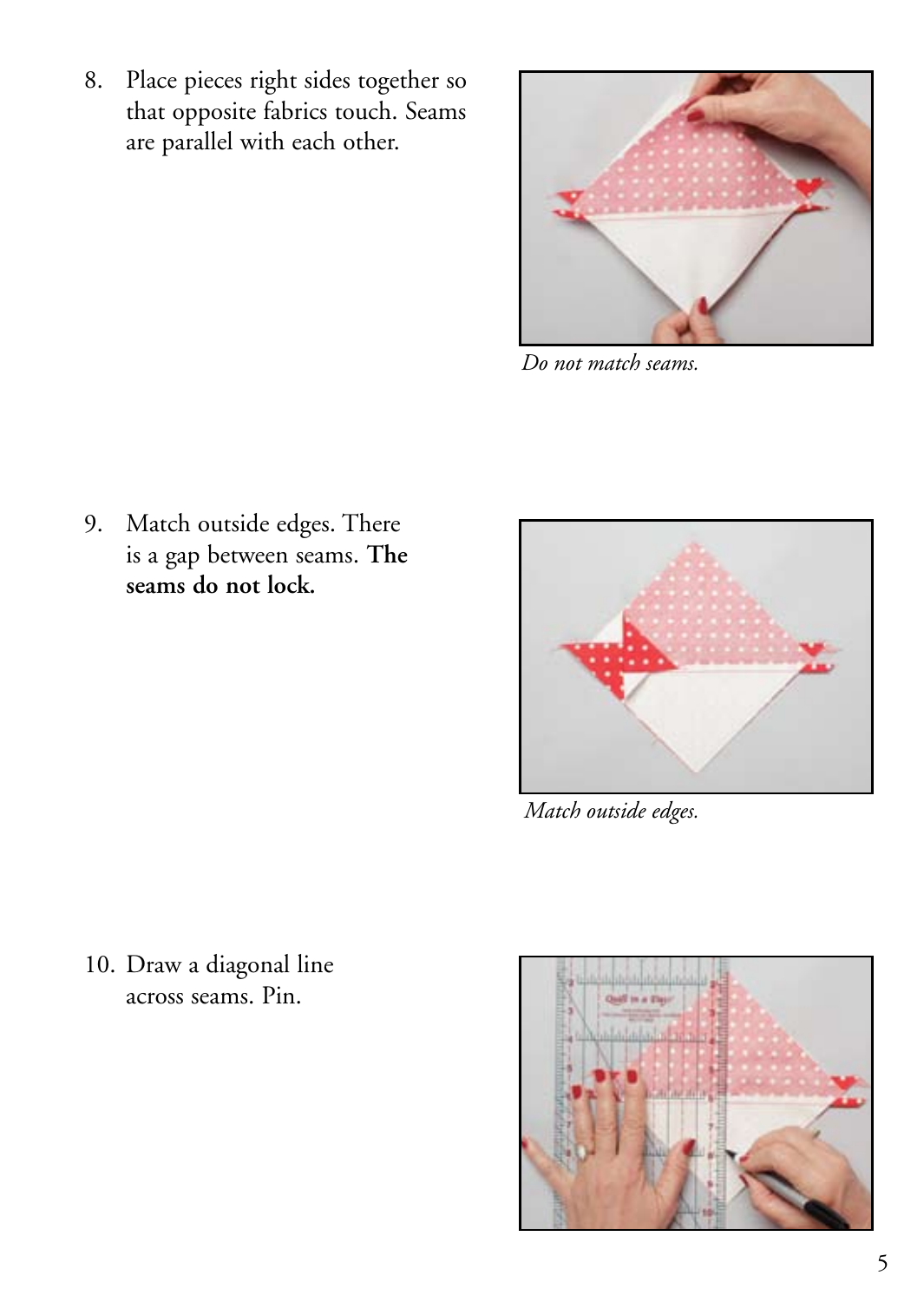8. Place pieces right sides together so that opposite fabrics touch. Seams are parallel with each other.

*Do not match seams.*

9. Match outside edges. There is a gap between seams. **The seams do not lock.**

*Match outside edges.*

10. Draw a diagonal line across seams. Pin.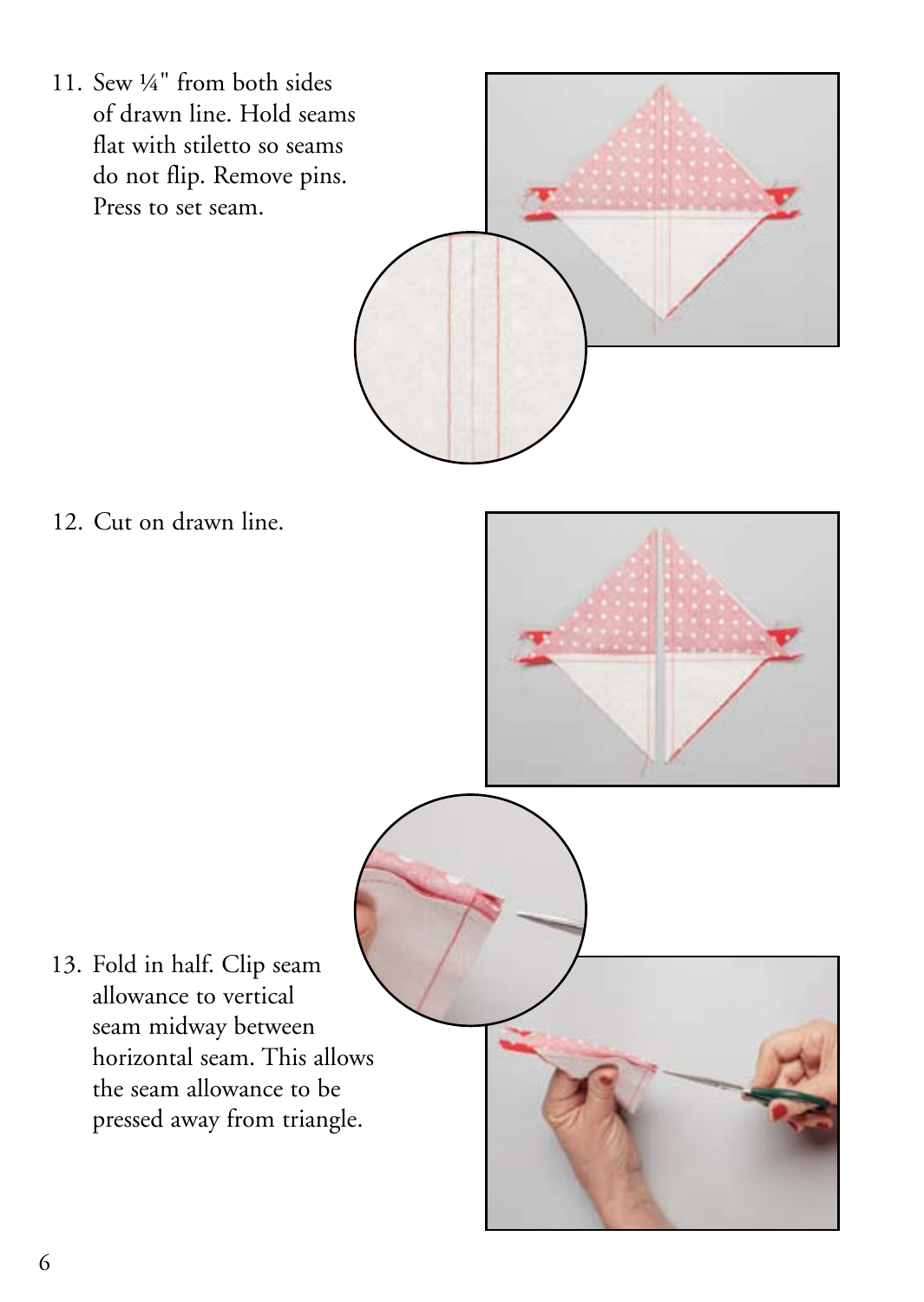11. Sew ¼" from both sides of drawn line. Hold seams flat with stiletto so seams do not flip. Remove pins. Press to set seam.

12. Cut on drawn line.

13. Fold in half. Clip seam allowance to vertical seam midway between horizontal seam. This allows the seam allowance to be pressed away from triangle.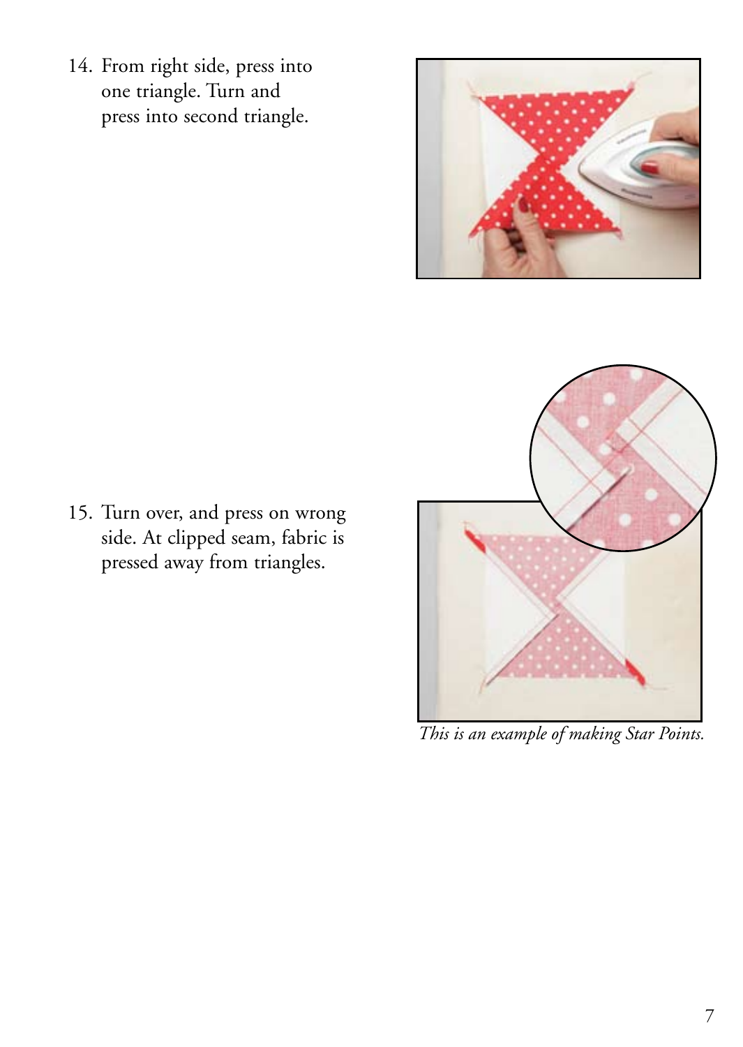14. From right side, press into one triangle. Turn and press into second triangle.

15. Turn over, and press on wrong side. At clipped seam, fabric is pressed away from triangles.

*This is an example of making Star Points.*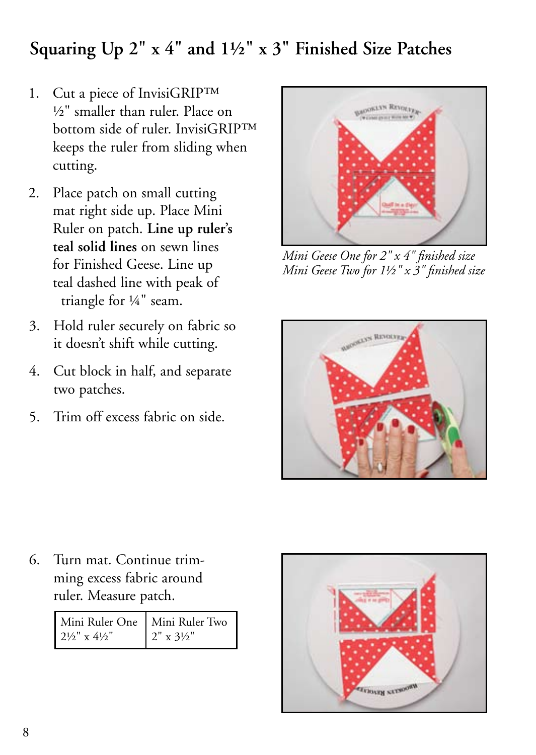## Squaring Up 2" x 4" and 1½" x 3" Finished Size Patches

1. Cut a piece of InvisiGRIP™ ½" smaller than ruler. Place on bottom side of ruler. InvisiGRIP™ keeps the ruler from sliding when cutting.
2. Place patch on small cutting mat right side up. Place Mini Ruler on patch. **Line up ruler's teal solid lines** on sewn lines for Finished Geese. Line up teal dashed line with peak of triangle for ¼" seam.
3. Hold ruler securely on fabric so it doesn't shift while cutting.
4. Cut block in half, and separate two patches.
5. Trim off excess fabric on side.

*Mini Geese One for 2" x 4" finished size*
*Mini Geese Two for 1½" x 3" finished size*

6. Turn mat. Continue trimming excess fabric around ruler. Measure patch.

| Mini Ruler One | Mini Ruler Two |
|---|---|
| 2½" x 4½" | 2" x 3½" |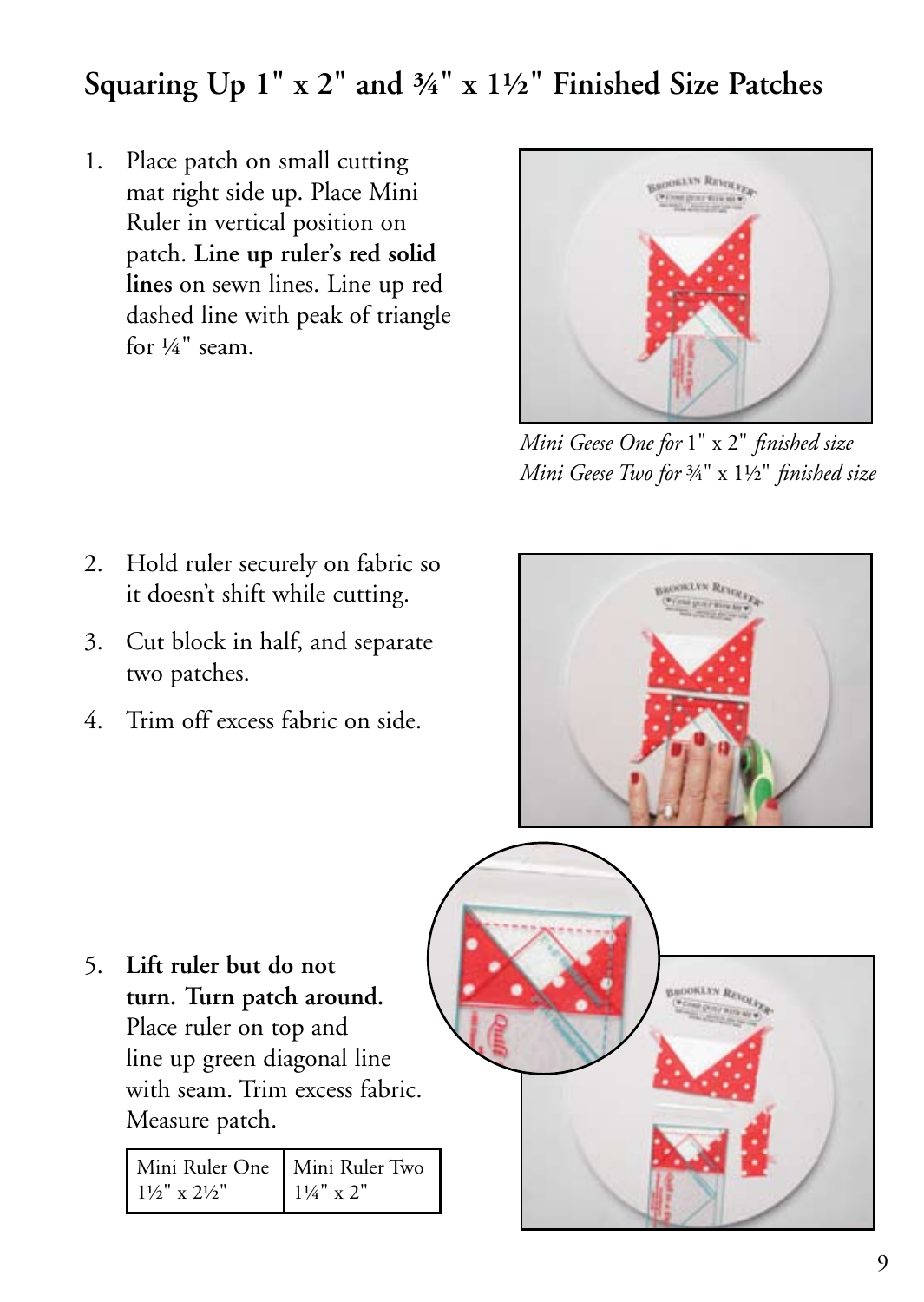## Squaring Up 1" x 2" and ¾" x 1½" Finished Size Patches

1. Place patch on small cutting mat right side up. Place Mini Ruler in vertical position on patch. **Line up ruler's red solid lines** on sewn lines. Line up red dashed line with peak of triangle for ¼" seam.

*Mini Geese One for* 1" x 2" *finished size*
*Mini Geese Two for* ¾" x 1½" *finished size*

2. Hold ruler securely on fabric so it doesn't shift while cutting.
3. Cut block in half, and separate two patches.
4. Trim off excess fabric on side.
5. **Lift ruler but do not turn. Turn patch around.** Place ruler on top and line up green diagonal line with seam. Trim excess fabric. Measure patch.

| Mini Ruler One | Mini Ruler Two |
|---|---|
| 1½" x 2½" | 1¼" x 2" |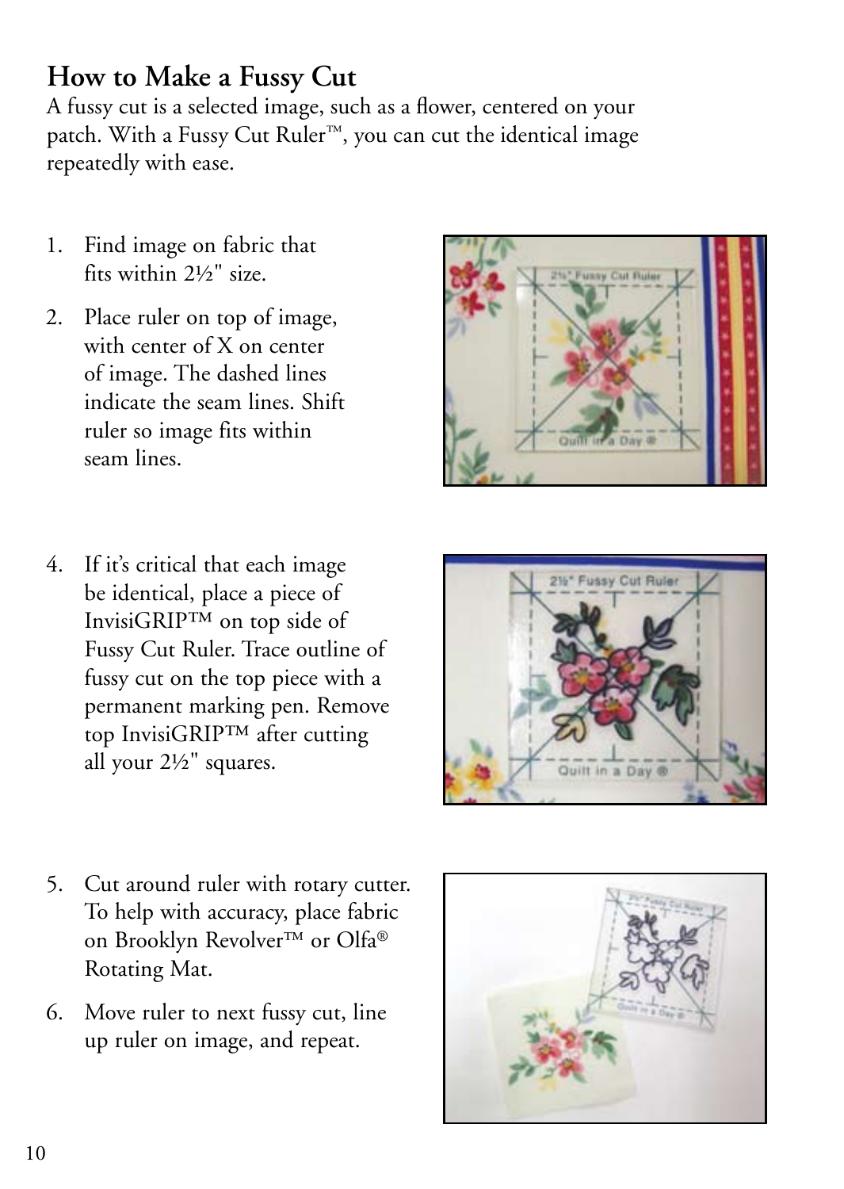# How to Make a Fussy Cut

A fussy cut is a selected image, such as a flower, centered on your patch. With a Fussy Cut Ruler™, you can cut the identical image repeatedly with ease.

1. Find image on fabric that fits within 2½" size.

2. Place ruler on top of image, with center of X on center of image. The dashed lines indicate the seam lines. Shift ruler so image fits within seam lines.

4. If it's critical that each image be identical, place a piece of InvisiGRIP™ on top side of Fussy Cut Ruler. Trace outline of fussy cut on the top piece with a permanent marking pen. Remove top InvisiGRIP™ after cutting all your 2½" squares.

5. Cut around ruler with rotary cutter. To help with accuracy, place fabric on Brooklyn Revolver™ or Olfa® Rotating Mat.

6. Move ruler to next fussy cut, line up ruler on image, and repeat.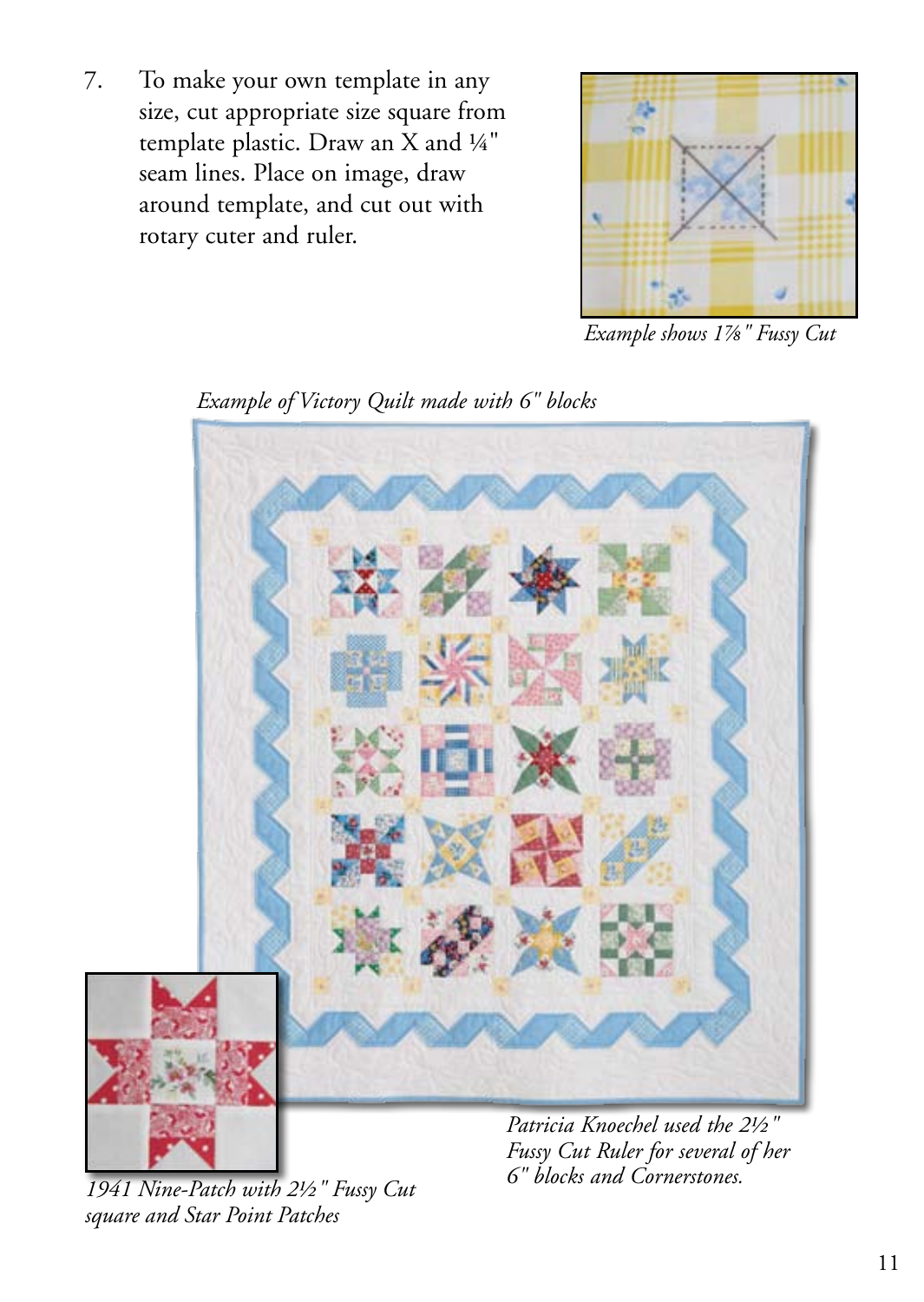7. To make your own template in any size, cut appropriate size square from template plastic. Draw an X and ¼" seam lines. Place on image, draw around template, and cut out with rotary cuter and ruler.

*Example shows 1⅞" Fussy Cut*

*Example of Victory Quilt made with 6" blocks*

*Patricia Knoechel used the 2½" Fussy Cut Ruler for several of her 6" blocks and Cornerstones.*

*1941 Nine-Patch with 2½" Fussy Cut square and Star Point Patches*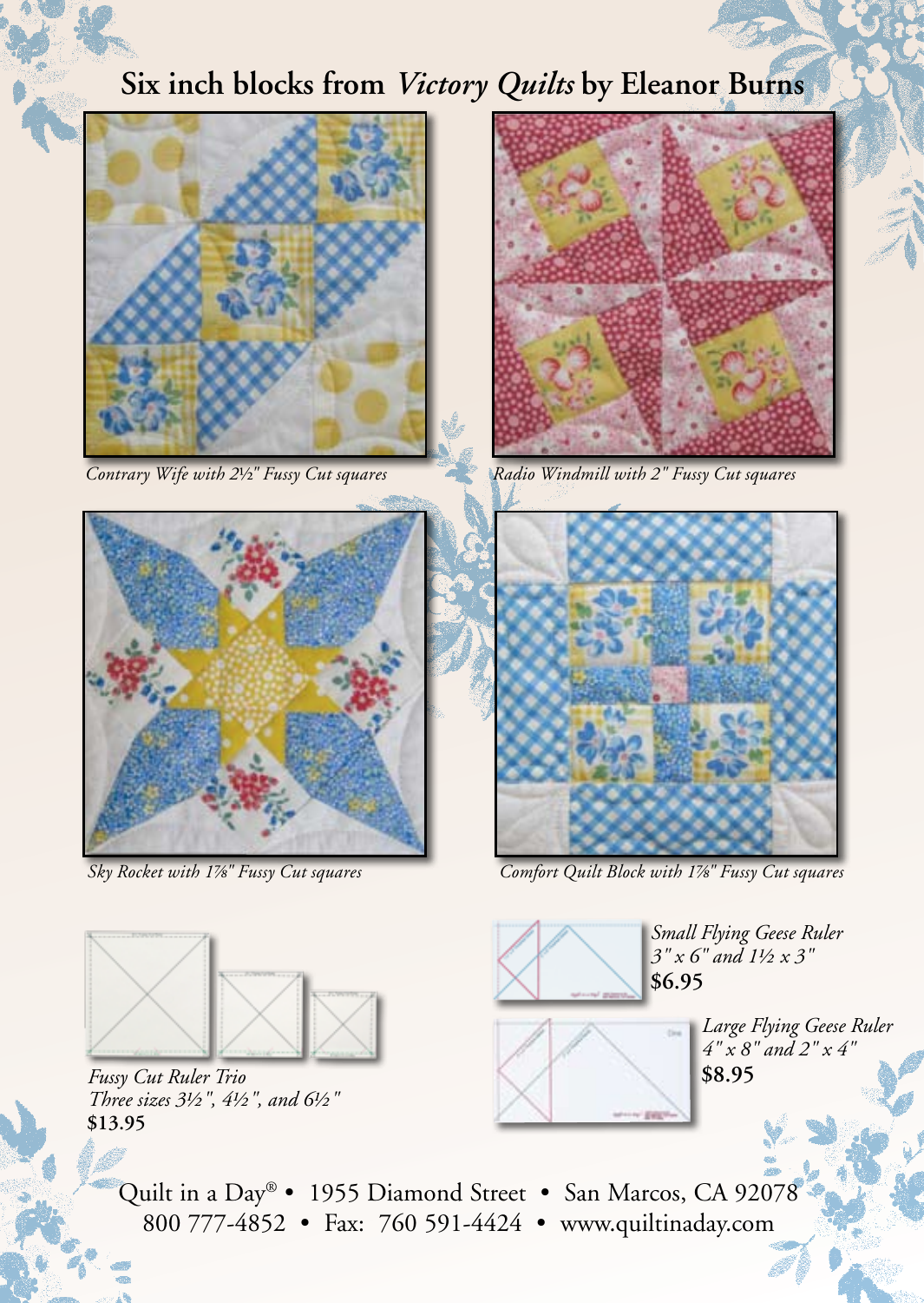# Six inch blocks from *Victory Quilts* by Eleanor Burns

*Contrary Wife with 2½" Fussy Cut squares*

*Radio Windmill with 2" Fussy Cut squares*

*Sky Rocket with 1⅞" Fussy Cut squares*

*Comfort Quilt Block with 1⅞" Fussy Cut squares*

*Fussy Cut Ruler Trio*
*Three sizes 3½", 4½", and 6½"*
**$13.95**

*Small Flying Geese Ruler*
*3" x 6" and 1½ x 3"*
**$6.95**

*Large Flying Geese Ruler*
*4" x 8" and 2" x 4"*
**$8.95**

Quilt in a Day® • 1955 Diamond Street • San Marcos, CA 92078
800 777-4852 • Fax: 760 591-4424 • www.quiltinaday.com